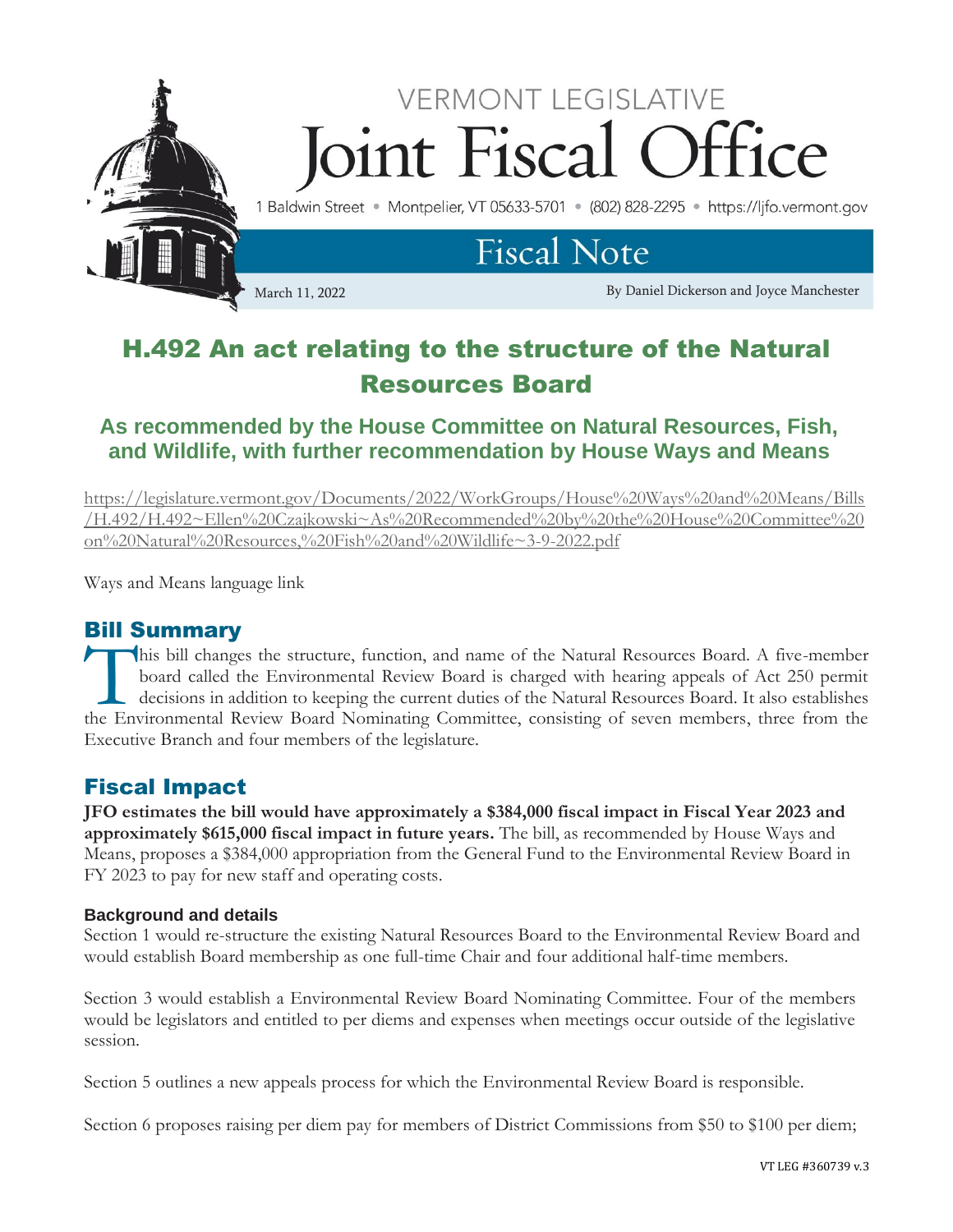VERMONT LEGISLATIVE

# Joint Fiscal Office

1 Baldwin Street • Montpelier, VT 05633-5701 • (802) 828-2295 • https://ljfo.vermont.gov

## Fiscal Note

March 11, 2022

By Daniel Dickerson and Joyce Manchester

# H.492 An act relating to the structure of the Natural Resources Board

### As recommended by the House Committee on Natural Resources, Fish, and Wildlife, with further recommendation by House Ways and Means

https://legislature.vermont.gov/Documents/2022/WorkGroups/House%20Ways%20and%20Means/Bills/H.492/H.492~Ellen%20Czajkowski~As%20Recommended%20by%20the%20House%20Committee%20on%20Natural%20Resources,%20Fish%20and%20Wildlife~3-9-2022.pdf

Ways and Means language link

## Bill Summary

This bill changes the structure, function, and name of the Natural Resources Board. A five-member board called the Environmental Review Board is charged with hearing appeals of Act 250 permit decisions in addition to keeping the current duties of the Natural Resources Board. It also establishes the Environmental Review Board Nominating Committee, consisting of seven members, three from the Executive Branch and four members of the legislature.

## Fiscal Impact

**JFO estimates the bill would have approximately a $384,000 fiscal impact in Fiscal Year 2023 and approximately $615,000 fiscal impact in future years.** The bill, as recommended by House Ways and Means, proposes a $384,000 appropriation from the General Fund to the Environmental Review Board in FY 2023 to pay for new staff and operating costs.

#### Background and details

Section 1 would re-structure the existing Natural Resources Board to the Environmental Review Board and would establish Board membership as one full-time Chair and four additional half-time members.

Section 3 would establish a Environmental Review Board Nominating Committee. Four of the members would be legislators and entitled to per diems and expenses when meetings occur outside of the legislative session.

Section 5 outlines a new appeals process for which the Environmental Review Board is responsible.

Section 6 proposes raising per diem pay for members of District Commissions from $50 to $100 per diem;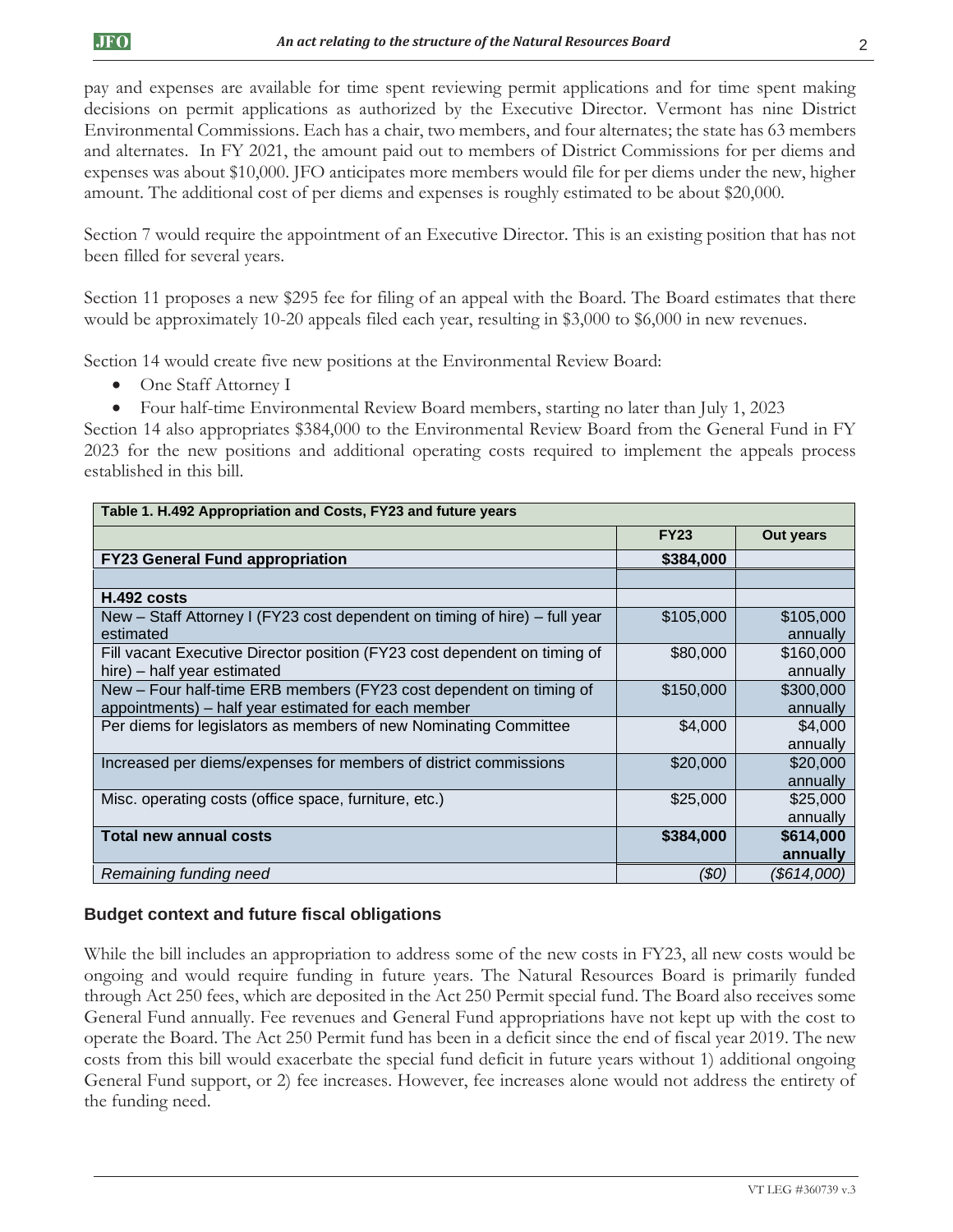pay and expenses are available for time spent reviewing permit applications and for time spent making decisions on permit applications as authorized by the Executive Director. Vermont has nine District Environmental Commissions. Each has a chair, two members, and four alternates; the state has 63 members and alternates. In FY 2021, the amount paid out to members of District Commissions for per diems and expenses was about $10,000. JFO anticipates more members would file for per diems under the new, higher amount. The additional cost of per diems and expenses is roughly estimated to be about $20,000.

Section 7 would require the appointment of an Executive Director. This is an existing position that has not been filled for several years.

Section 11 proposes a new $295 fee for filing of an appeal with the Board. The Board estimates that there would be approximately 10-20 appeals filed each year, resulting in $3,000 to $6,000 in new revenues.

Section 14 would create five new positions at the Environmental Review Board:

- One Staff Attorney I
- Four half-time Environmental Review Board members, starting no later than July 1, 2023

Section 14 also appropriates $384,000 to the Environmental Review Board from the General Fund in FY 2023 for the new positions and additional operating costs required to implement the appeals process established in this bill.

| Table 1. H.492 Appropriation and Costs, FY23 and future years | | |
|---|---|---|
| | **FY23** | **Out years** |
| **FY23 General Fund appropriation** | **$384,000** | |
| | | |
| **H.492 costs** | | |
| New – Staff Attorney I (FY23 cost dependent on timing of hire) – full year estimated | $105,000 | $105,000 annually |
| Fill vacant Executive Director position (FY23 cost dependent on timing of hire) – half year estimated | $80,000 | $160,000 annually |
| New – Four half-time ERB members (FY23 cost dependent on timing of appointments) – half year estimated for each member | $150,000 | $300,000 annually |
| Per diems for legislators as members of new Nominating Committee | $4,000 | $4,000 annually |
| Increased per diems/expenses for members of district commissions | $20,000 | $20,000 annually |
| Misc. operating costs (office space, furniture, etc.) | $25,000 | $25,000 annually |
| **Total new annual costs** | **$384,000** | **$614,000 annually** |
| *Remaining funding need* | *($0)* | *($614,000)* |

## Budget context and future fiscal obligations

While the bill includes an appropriation to address some of the new costs in FY23, all new costs would be ongoing and would require funding in future years. The Natural Resources Board is primarily funded through Act 250 fees, which are deposited in the Act 250 Permit special fund. The Board also receives some General Fund annually. Fee revenues and General Fund appropriations have not kept up with the cost to operate the Board. The Act 250 Permit fund has been in a deficit since the end of fiscal year 2019. The new costs from this bill would exacerbate the special fund deficit in future years without 1) additional ongoing General Fund support, or 2) fee increases. However, fee increases alone would not address the entirety of the funding need.